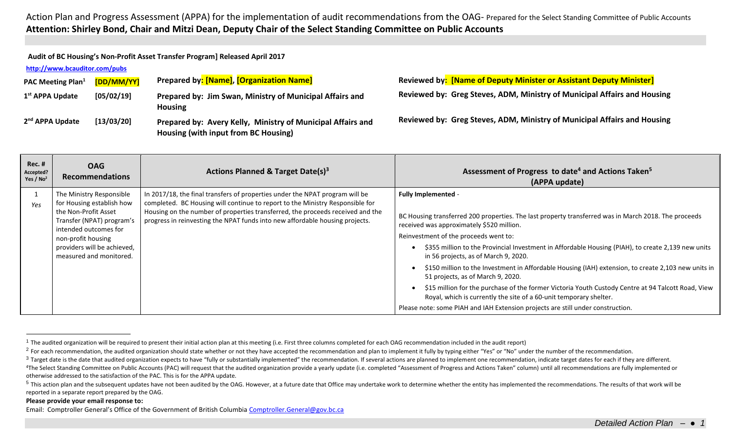Action Plan and Progress Assessment (APPA) for the implementation of audit recommendations from the OAG- Prepared for the Select Standing Committee of Public Accounts

**Attention: Shirley Bond, Chair and Mitzi Dean, Deputy Chair of the Select Standing Committee on Public Accounts**

**Audit of BC Housing's Non-Profit Asset Transfer Program] Released April 2017**

**http://www.bcauditor.com/pubs**

| | | | |
|---|---|---|---|
| **PAC Meeting Plan[1]** | **[DD/MM/YY]** | **Prepared by: [Name], [Organization Name]** | **Reviewed by: [Name of Deputy Minister or Assistant Deputy Minister]** |
| **1st APPA Update** | **[05/02/19]** | **Prepared by: Jim Swan, Ministry of Municipal Affairs and Housing** | **Reviewed by: Greg Steves, ADM, Ministry of Municipal Affairs and Housing** |
| **2nd APPA Update** | **[13/03/20]** | **Prepared by: Avery Kelly, Ministry of Municipal Affairs and Housing (with input from BC Housing)** | **Reviewed by: Greg Steves, ADM, Ministry of Municipal Affairs and Housing** |

| **Rec. # Accepted? Yes / No[2]** | **OAG Recommendations** | **Actions Planned & Target Date(s)[3]** | **Assessment of Progress to date[4] and Actions Taken[5] (APPA update)** |
|---|---|---|---|
| 1 *Yes* | The Ministry Responsible for Housing establish how the Non-Profit Asset Transfer (NPAT) program's intended outcomes for non-profit housing providers will be achieved, measured and monitored. | In 2017/18, the final transfers of properties under the NPAT program will be completed. BC Housing will continue to report to the Ministry Responsible for Housing on the number of properties transferred, the proceeds received and the progress in reinvesting the NPAT funds into new affordable housing projects. | **Fully Implemented** - <br><br> BC Housing transferred 200 properties. The last property transferred was in March 2018. The proceeds received was approximately $520 million. <br><br> Reinvestment of the proceeds went to: <br> • $355 million to the Provincial Investment in Affordable Housing (PIAH), to create 2,139 new units in 56 projects, as of March 9, 2020. <br> • $150 million to the Investment in Affordable Housing (IAH) extension, to create 2,103 new units in 51 projects, as of March 9, 2020. <br> • $15 million for the purchase of the former Victoria Youth Custody Centre at 94 Talcott Road, View Royal, which is currently the site of a 60-unit temporary shelter. <br><br> Please note: some PIAH and IAH Extension projects are still under construction. |

[1] The audited organization will be required to present their initial action plan at this meeting (i.e. First three columns completed for each OAG recommendation included in the audit report)

[2] For each recommendation, the audited organization should state whether or not they have accepted the recommendation and plan to implement it fully by typing either "Yes" or "No" under the number of the recommendation.

[3] Target date is the date that audited organization expects to have "fully or substantially implemented" the recommendation. If several actions are planned to implement one recommendation, indicate target dates for each if they are different.

[4] The Select Standing Committee on Public Accounts (PAC) will request that the audited organization provide a yearly update (i.e. completed "Assessment of Progress and Actions Taken" column) until all recommendations are fully implemented or otherwise addressed to the satisfaction of the PAC. This is for the APPA update.

[5] This action plan and the subsequent updates have not been audited by the OAG. However, at a future date that Office may undertake work to determine whether the entity has implemented the recommendations. The results of that work will be reported in a separate report prepared by the OAG.

**Please provide your email response to:**

Email: Comptroller General's Office of the Government of British Columbia Comptroller.General@gov.bc.ca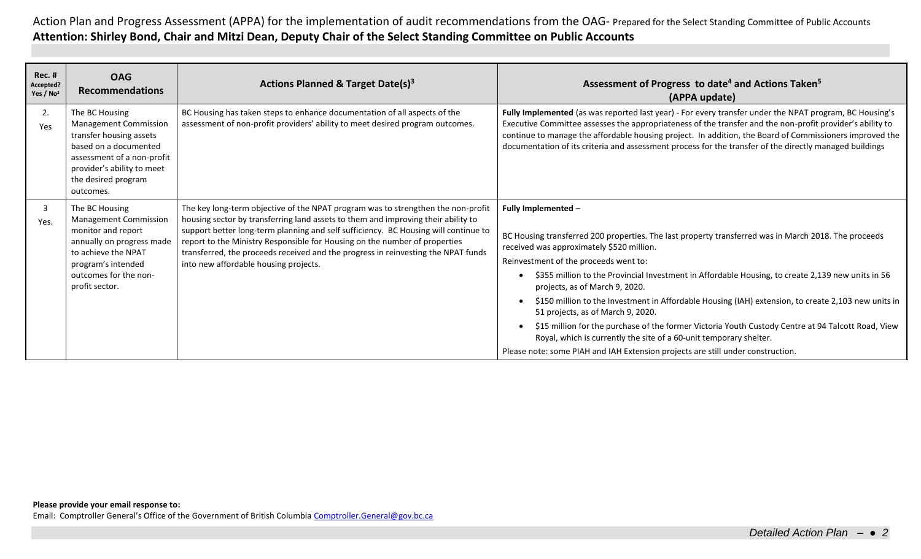Action Plan and Progress Assessment (APPA) for the implementation of audit recommendations from the OAG- Prepared for the Select Standing Committee of Public Accounts

**Attention: Shirley Bond, Chair and Mitzi Dean, Deputy Chair of the Select Standing Committee on Public Accounts**

| Rec. # Accepted? Yes / No[2] | OAG Recommendations | Actions Planned & Target Date(s)[3] | Assessment of Progress to date[4] and Actions Taken[5] (APPA update) |
|---|---|---|---|
| 2. Yes | The BC Housing Management Commission transfer housing assets based on a documented assessment of a non-profit provider's ability to meet the desired program outcomes. | BC Housing has taken steps to enhance documentation of all aspects of the assessment of non-profit providers' ability to meet desired program outcomes. | **Fully Implemented** (as was reported last year) - For every transfer under the NPAT program, BC Housing's Executive Committee assesses the appropriateness of the transfer and the non-profit provider's ability to continue to manage the affordable housing project. In addition, the Board of Commissioners improved the documentation of its criteria and assessment process for the transfer of the directly managed buildings |
| 3 Yes. | The BC Housing Management Commission monitor and report annually on progress made to achieve the NPAT program's intended outcomes for the non-profit sector. | The key long-term objective of the NPAT program was to strengthen the non-profit housing sector by transferring land assets to them and improving their ability to support better long-term planning and self sufficiency. BC Housing will continue to report to the Ministry Responsible for Housing on the number of properties transferred, the proceeds received and the progress in reinvesting the NPAT funds into new affordable housing projects. | **Fully Implemented** – <br><br>BC Housing transferred 200 properties. The last property transferred was in March 2018. The proceeds received was approximately $520 million.<br>Reinvestment of the proceeds went to:<br>• $355 million to the Provincial Investment in Affordable Housing, to create 2,139 new units in 56 projects, as of March 9, 2020.<br>• $150 million to the Investment in Affordable Housing (IAH) extension, to create 2,103 new units in 51 projects, as of March 9, 2020.<br>• $15 million for the purchase of the former Victoria Youth Custody Centre at 94 Talcott Road, View Royal, which is currently the site of a 60-unit temporary shelter.<br>Please note: some PIAH and IAH Extension projects are still under construction. |

**Please provide your email response to:**
Email: Comptroller General's Office of the Government of British Columbia Comptroller.General@gov.bc.ca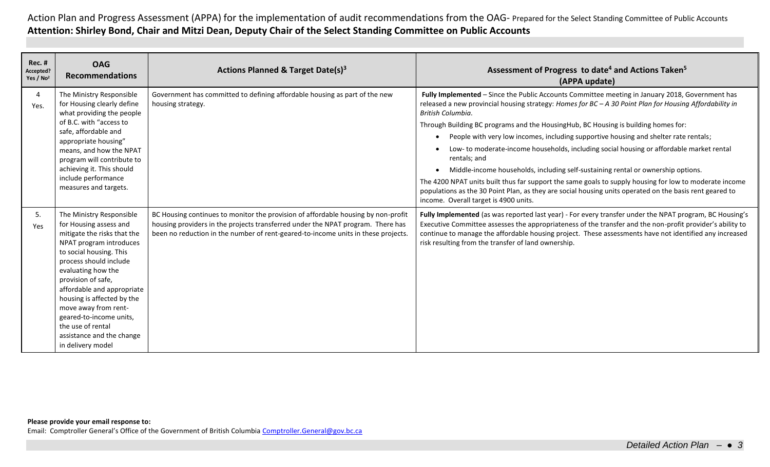Action Plan and Progress Assessment (APPA) for the implementation of audit recommendations from the OAG- Prepared for the Select Standing Committee of Public Accounts

**Attention: Shirley Bond, Chair and Mitzi Dean, Deputy Chair of the Select Standing Committee on Public Accounts**

| Rec. # Accepted? Yes / No[2] | OAG Recommendations | Actions Planned & Target Date(s)[3] | Assessment of Progress to date[4] and Actions Taken[5] (APPA update) |
|---|---|---|---|
| 4 Yes. | The Ministry Responsible for Housing clearly define what providing the people of B.C. with "access to safe, affordable and appropriate housing" means, and how the NPAT program will contribute to achieving it. This should include performance measures and targets. | Government has committed to defining affordable housing as part of the new housing strategy. | **Fully Implemented** – Since the Public Accounts Committee meeting in January 2018, Government has released a new provincial housing strategy: *Homes for BC – A 30 Point Plan for Housing Affordability in British Columbia*. Through Building BC programs and the HousingHub, BC Housing is building homes for: <br>• People with very low incomes, including supportive housing and shelter rate rentals; <br>• Low- to moderate-income households, including social housing or affordable market rental rentals; and <br>• Middle-income households, including self-sustaining rental or ownership options. <br>The 4200 NPAT units built thus far support the same goals to supply housing for low to moderate income populations as the 30 Point Plan, as they are social housing units operated on the basis rent geared to income. Overall target is 4900 units. |
| 5. Yes | The Ministry Responsible for Housing assess and mitigate the risks that the NPAT program introduces to social housing. This process should include evaluating how the provision of safe, affordable and appropriate housing is affected by the move away from rent-geared-to-income units, the use of rental assistance and the change in delivery model | BC Housing continues to monitor the provision of affordable housing by non-profit housing providers in the projects transferred under the NPAT program. There has been no reduction in the number of rent-geared-to-income units in these projects. | **Fully Implemented** (as was reported last year) - For every transfer under the NPAT program, BC Housing's Executive Committee assesses the appropriateness of the transfer and the non-profit provider's ability to continue to manage the affordable housing project. These assessments have not identified any increased risk resulting from the transfer of land ownership. |

**Please provide your email response to:**
Email: Comptroller General's Office of the Government of British Columbia Comptroller.General@gov.bc.ca

*Detailed Action Plan*